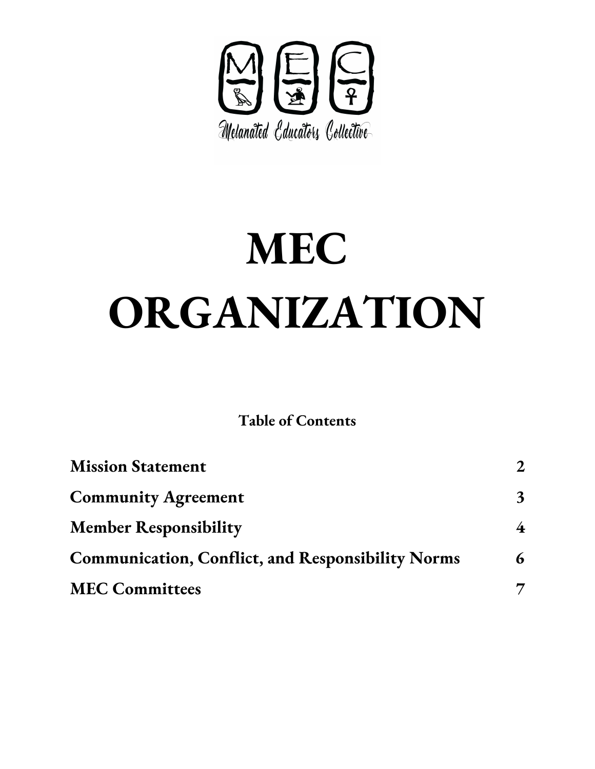Melanated Educators Collective

# MEC ORGANIZATION

**Table of Contents**

| | |
|---|---|
| **Mission Statement** | **2** |
| **Community Agreement** | **3** |
| **Member Responsibility** | **4** |
| **Communication, Conflict, and Responsibility Norms** | **6** |
| **MEC Committees** | **7** |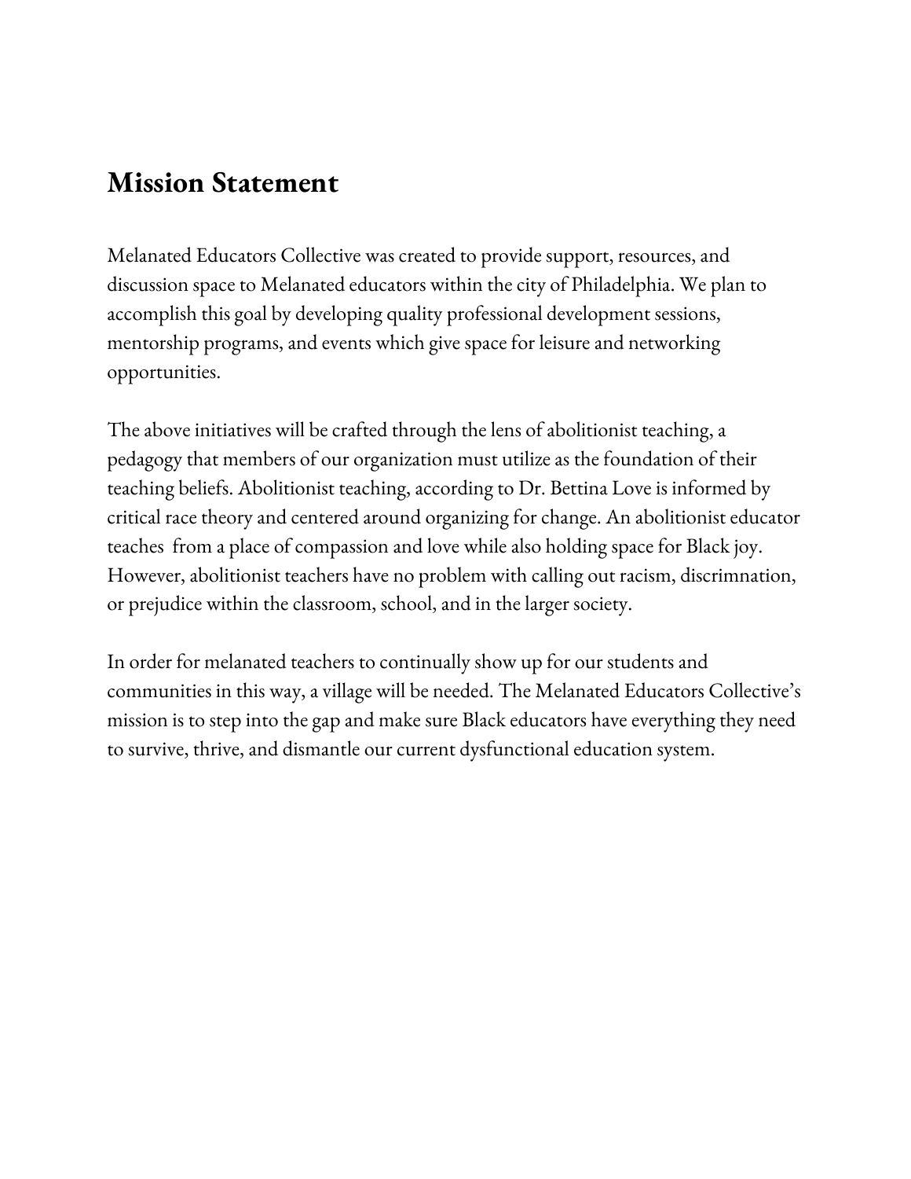## Mission Statement

Melanated Educators Collective was created to provide support, resources, and discussion space to Melanated educators within the city of Philadelphia. We plan to accomplish this goal by developing quality professional development sessions, mentorship programs, and events which give space for leisure and networking opportunities.

The above initiatives will be crafted through the lens of abolitionist teaching, a pedagogy that members of our organization must utilize as the foundation of their teaching beliefs. Abolitionist teaching, according to Dr. Bettina Love is informed by critical race theory and centered around organizing for change. An abolitionist educator teaches from a place of compassion and love while also holding space for Black joy. However, abolitionist teachers have no problem with calling out racism, discrimnation, or prejudice within the classroom, school, and in the larger society.

In order for melanated teachers to continually show up for our students and communities in this way, a village will be needed. The Melanated Educators Collective's mission is to step into the gap and make sure Black educators have everything they need to survive, thrive, and dismantle our current dysfunctional education system.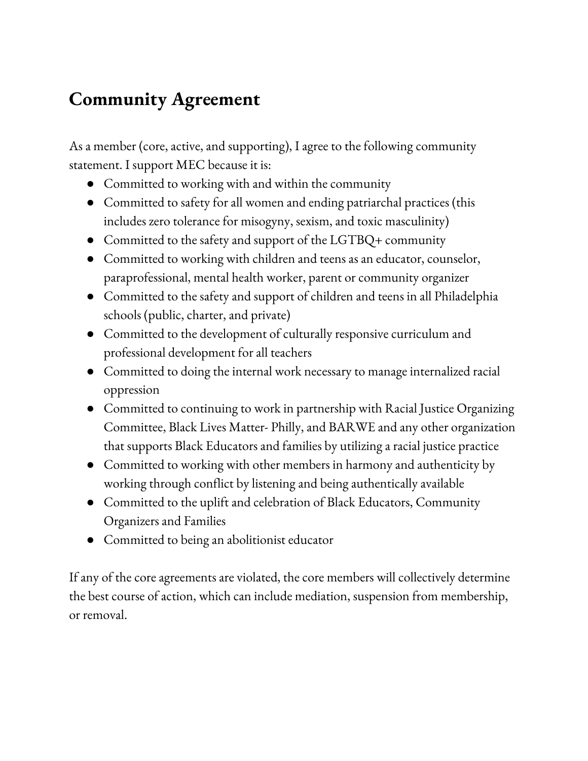# Community Agreement

As a member (core, active, and supporting), I agree to the following community statement. I support MEC because it is:

- Committed to working with and within the community
- Committed to safety for all women and ending patriarchal practices (this includes zero tolerance for misogyny, sexism, and toxic masculinity)
- Committed to the safety and support of the LGTBQ+ community
- Committed to working with children and teens as an educator, counselor, paraprofessional, mental health worker, parent or community organizer
- Committed to the safety and support of children and teens in all Philadelphia schools (public, charter, and private)
- Committed to the development of culturally responsive curriculum and professional development for all teachers
- Committed to doing the internal work necessary to manage internalized racial oppression
- Committed to continuing to work in partnership with Racial Justice Organizing Committee, Black Lives Matter- Philly, and BARWE and any other organization that supports Black Educators and families by utilizing a racial justice practice
- Committed to working with other members in harmony and authenticity by working through conflict by listening and being authentically available
- Committed to the uplift and celebration of Black Educators, Community Organizers and Families
- Committed to being an abolitionist educator

If any of the core agreements are violated, the core members will collectively determine the best course of action, which can include mediation, suspension from membership, or removal.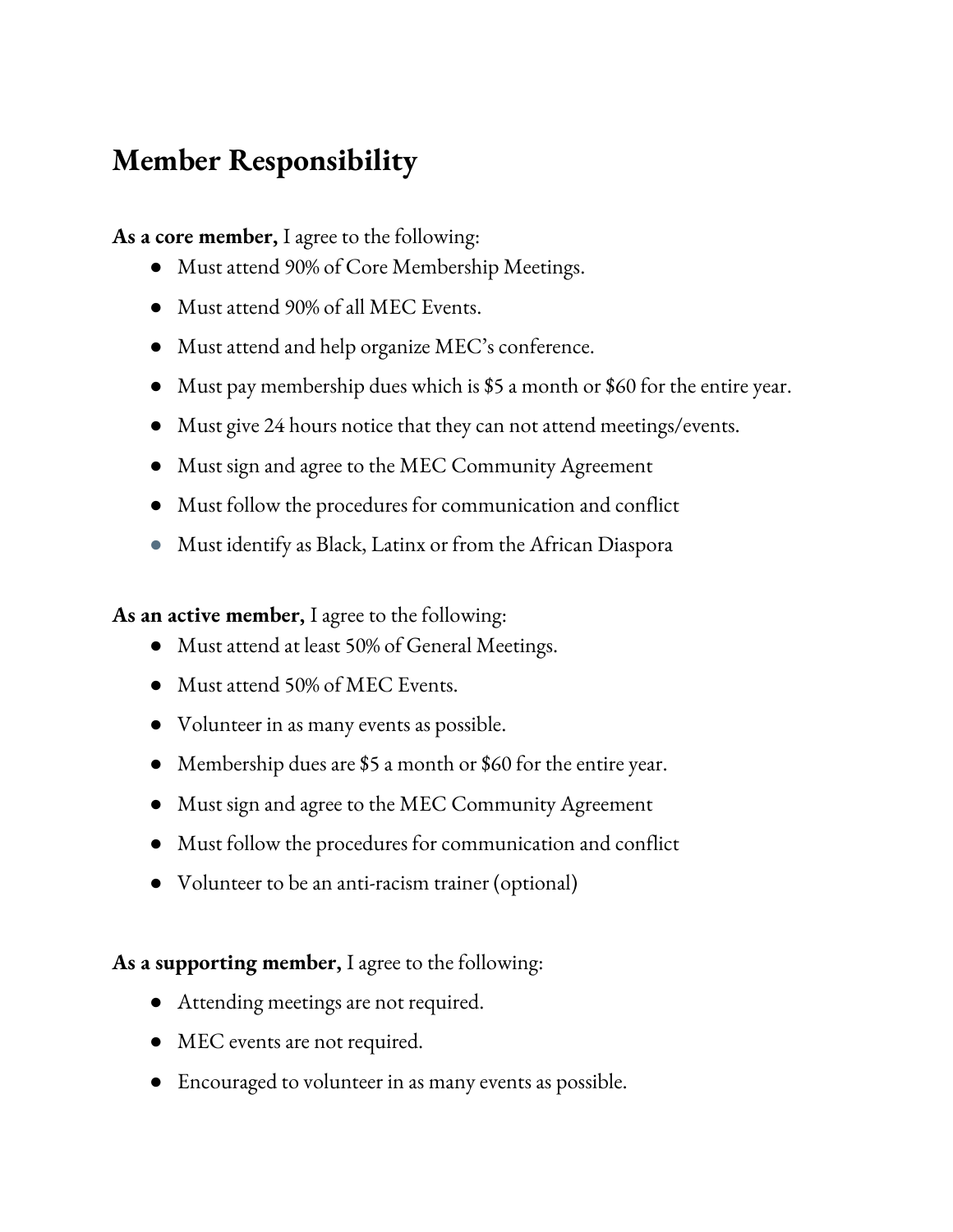## Member Responsibility

**As a core member,** I agree to the following:

- Must attend 90% of Core Membership Meetings.
- Must attend 90% of all MEC Events.
- Must attend and help organize MEC's conference.
- Must pay membership dues which is $5 a month or $60 for the entire year.
- Must give 24 hours notice that they can not attend meetings/events.
- Must sign and agree to the MEC Community Agreement
- Must follow the procedures for communication and conflict
- Must identify as Black, Latinx or from the African Diaspora

**As an active member,** I agree to the following:

- Must attend at least 50% of General Meetings.
- Must attend 50% of MEC Events.
- Volunteer in as many events as possible.
- Membership dues are $5 a month or $60 for the entire year.
- Must sign and agree to the MEC Community Agreement
- Must follow the procedures for communication and conflict
- Volunteer to be an anti-racism trainer (optional)

**As a supporting member,** I agree to the following:

- Attending meetings are not required.
- MEC events are not required.
- Encouraged to volunteer in as many events as possible.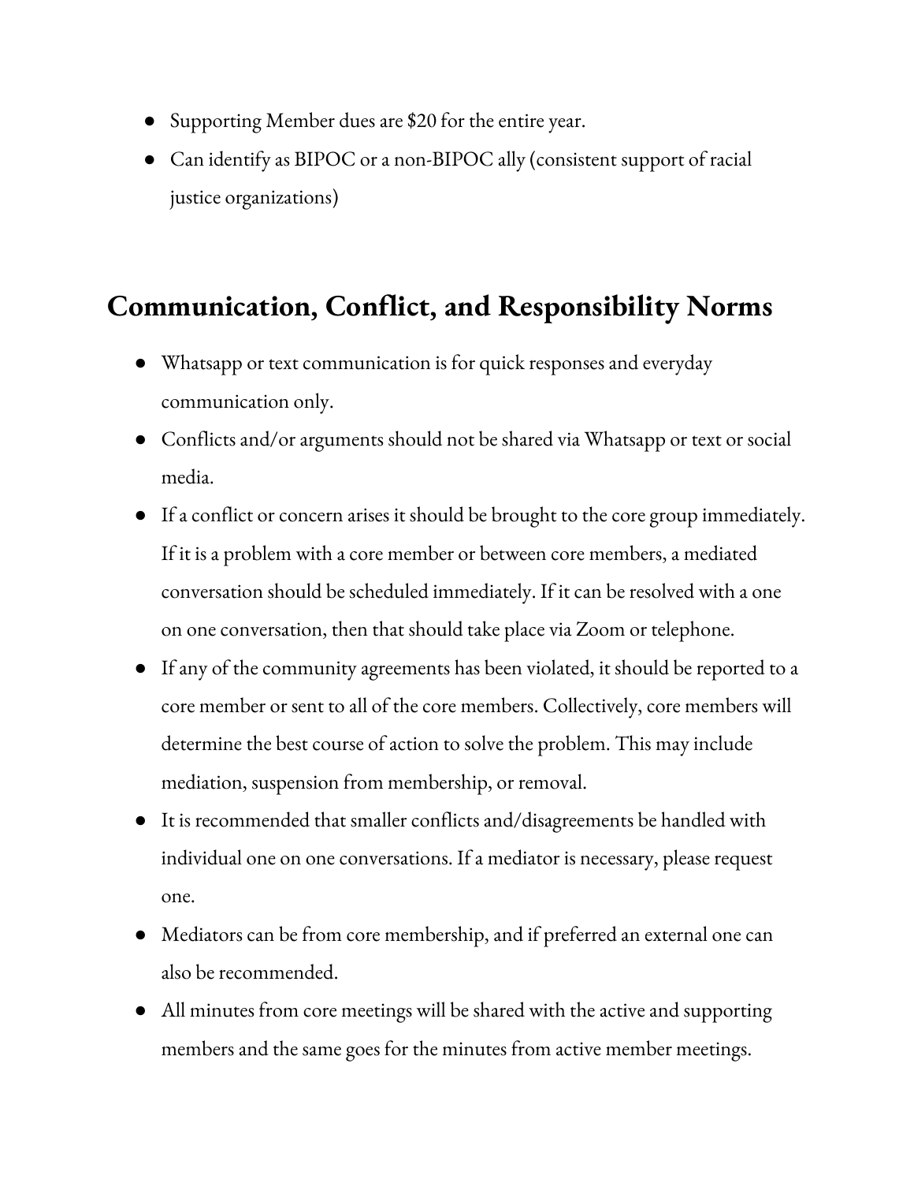- Supporting Member dues are $20 for the entire year.
- Can identify as BIPOC or a non-BIPOC ally (consistent support of racial justice organizations)

## Communication, Conflict, and Responsibility Norms

- Whatsapp or text communication is for quick responses and everyday communication only.
- Conflicts and/or arguments should not be shared via Whatsapp or text or social media.
- If a conflict or concern arises it should be brought to the core group immediately. If it is a problem with a core member or between core members, a mediated conversation should be scheduled immediately. If it can be resolved with a one on one conversation, then that should take place via Zoom or telephone.
- If any of the community agreements has been violated, it should be reported to a core member or sent to all of the core members. Collectively, core members will determine the best course of action to solve the problem. This may include mediation, suspension from membership, or removal.
- It is recommended that smaller conflicts and/disagreements be handled with individual one on one conversations. If a mediator is necessary, please request one.
- Mediators can be from core membership, and if preferred an external one can also be recommended.
- All minutes from core meetings will be shared with the active and supporting members and the same goes for the minutes from active member meetings.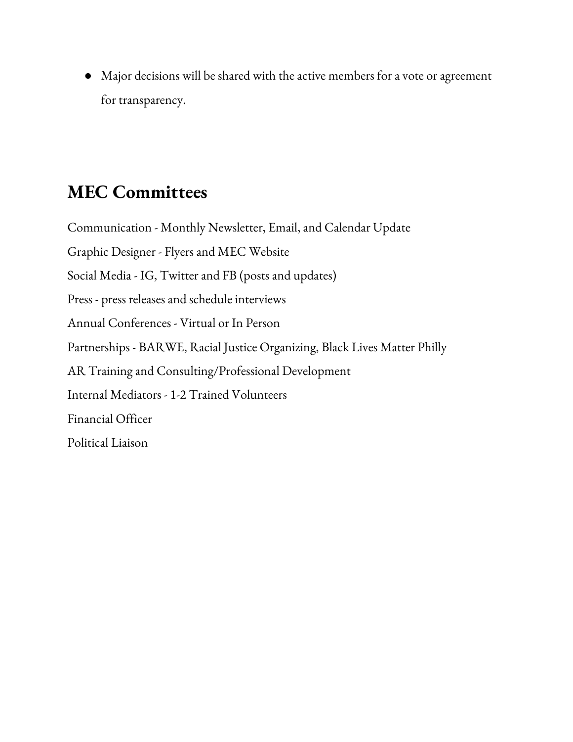- Major decisions will be shared with the active members for a vote or agreement for transparency.

## MEC Committees

Communication - Monthly Newsletter, Email, and Calendar Update

Graphic Designer - Flyers and MEC Website

Social Media - IG, Twitter and FB (posts and updates)

Press - press releases and schedule interviews

Annual Conferences - Virtual or In Person

Partnerships - BARWE, Racial Justice Organizing, Black Lives Matter Philly

AR Training and Consulting/Professional Development

Internal Mediators - 1-2 Trained Volunteers

Financial Officer

Political Liaison